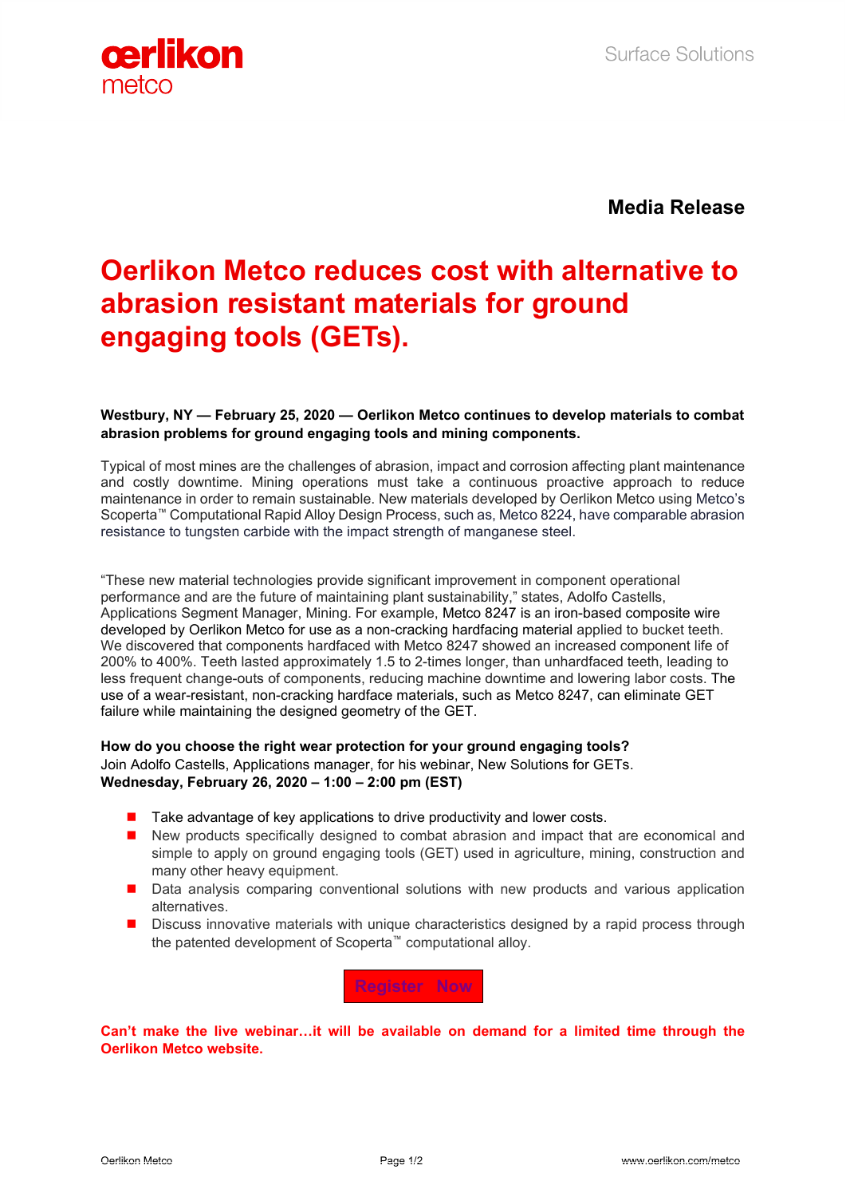Media Release

# Oerlikon Metco reduces cost with alternative to abrasion resistant materials for ground engaging tools (GETs).

**Westbury, NY — February 25, 2020 — Oerlikon Metco continues to develop materials to combat abrasion problems for ground engaging tools and mining components.**

Typical of most mines are the challenges of abrasion, impact and corrosion affecting plant maintenance and costly downtime. Mining operations must take a continuous proactive approach to reduce maintenance in order to remain sustainable. New materials developed by Oerlikon Metco using Metco's Scoperta™ Computational Rapid Alloy Design Process, such as, Metco 8224, have comparable abrasion resistance to tungsten carbide with the impact strength of manganese steel.

"These new material technologies provide significant improvement in component operational performance and are the future of maintaining plant sustainability," states, Adolfo Castells, Applications Segment Manager, Mining. For example, Metco 8247 is an iron-based composite wire developed by Oerlikon Metco for use as a non-cracking hardfacing material applied to bucket teeth. We discovered that components hardfaced with Metco 8247 showed an increased component life of 200% to 400%. Teeth lasted approximately 1.5 to 2-times longer, than unhardfaced teeth, leading to less frequent change-outs of components, reducing machine downtime and lowering labor costs. The use of a wear-resistant, non-cracking hardface materials, such as Metco 8247, can eliminate GET failure while maintaining the designed geometry of the GET.

**How do you choose the right wear protection for your ground engaging tools?**
Join Adolfo Castells, Applications manager, for his webinar, New Solutions for GETs.
**Wednesday, February 26, 2020 – 1:00 – 2:00 pm (EST)**

- Take advantage of key applications to drive productivity and lower costs.
- New products specifically designed to combat abrasion and impact that are economical and simple to apply on ground engaging tools (GET) used in agriculture, mining, construction and many other heavy equipment.
- Data analysis comparing conventional solutions with new products and various application alternatives.
- Discuss innovative materials with unique characteristics designed by a rapid process through the patented development of Scoperta™ computational alloy.

Register Now

**Can't make the live webinar…it will be available on demand for a limited time through the Oerlikon Metco website.**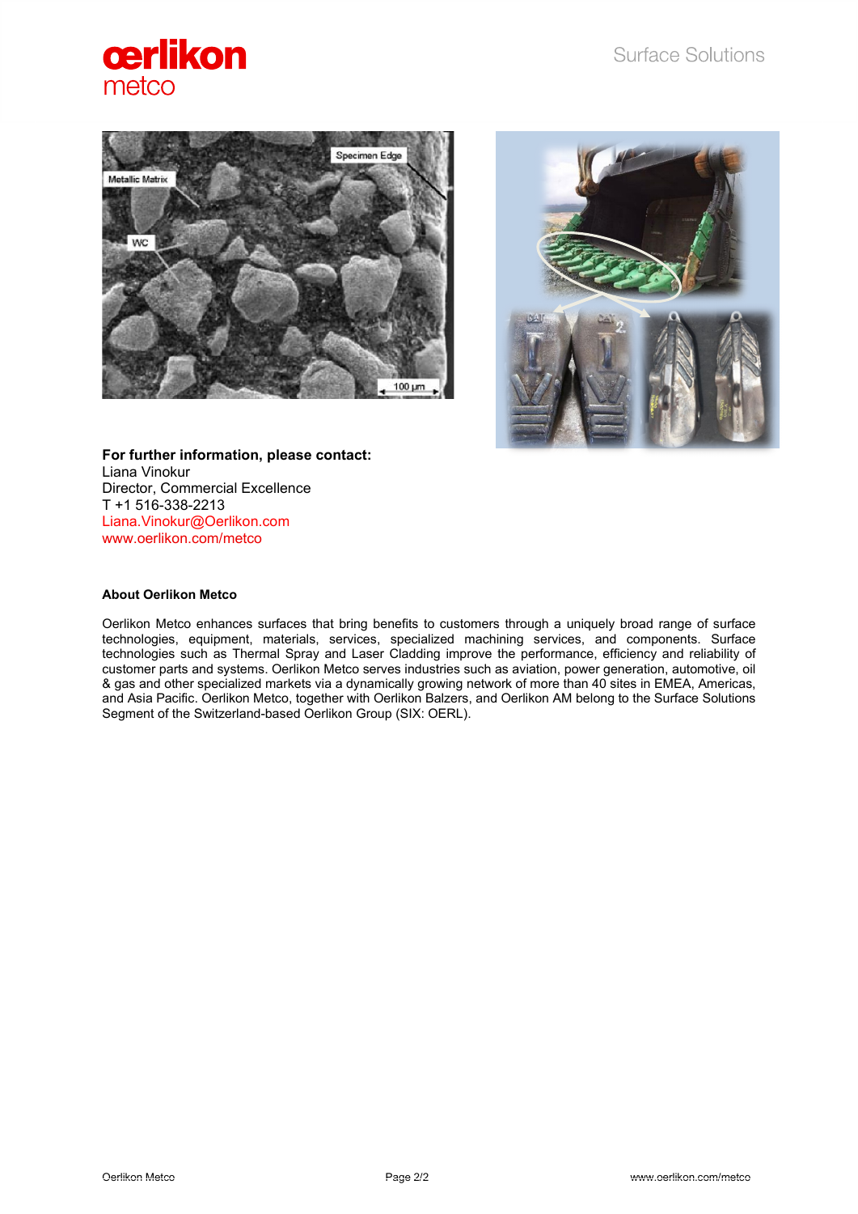**For further information, please contact:**
Liana Vinokur
Director, Commercial Excellence
T +1 516-338-2213
Liana.Vinokur@Oerlikon.com
www.oerlikon.com/metco

**About Oerlikon Metco**

Oerlikon Metco enhances surfaces that bring benefits to customers through a uniquely broad range of surface technologies, equipment, materials, services, specialized machining services, and components. Surface technologies such as Thermal Spray and Laser Cladding improve the performance, efficiency and reliability of customer parts and systems. Oerlikon Metco serves industries such as aviation, power generation, automotive, oil & gas and other specialized markets via a dynamically growing network of more than 40 sites in EMEA, Americas, and Asia Pacific. Oerlikon Metco, together with Oerlikon Balzers, and Oerlikon AM belong to the Surface Solutions Segment of the Switzerland-based Oerlikon Group (SIX: OERL).